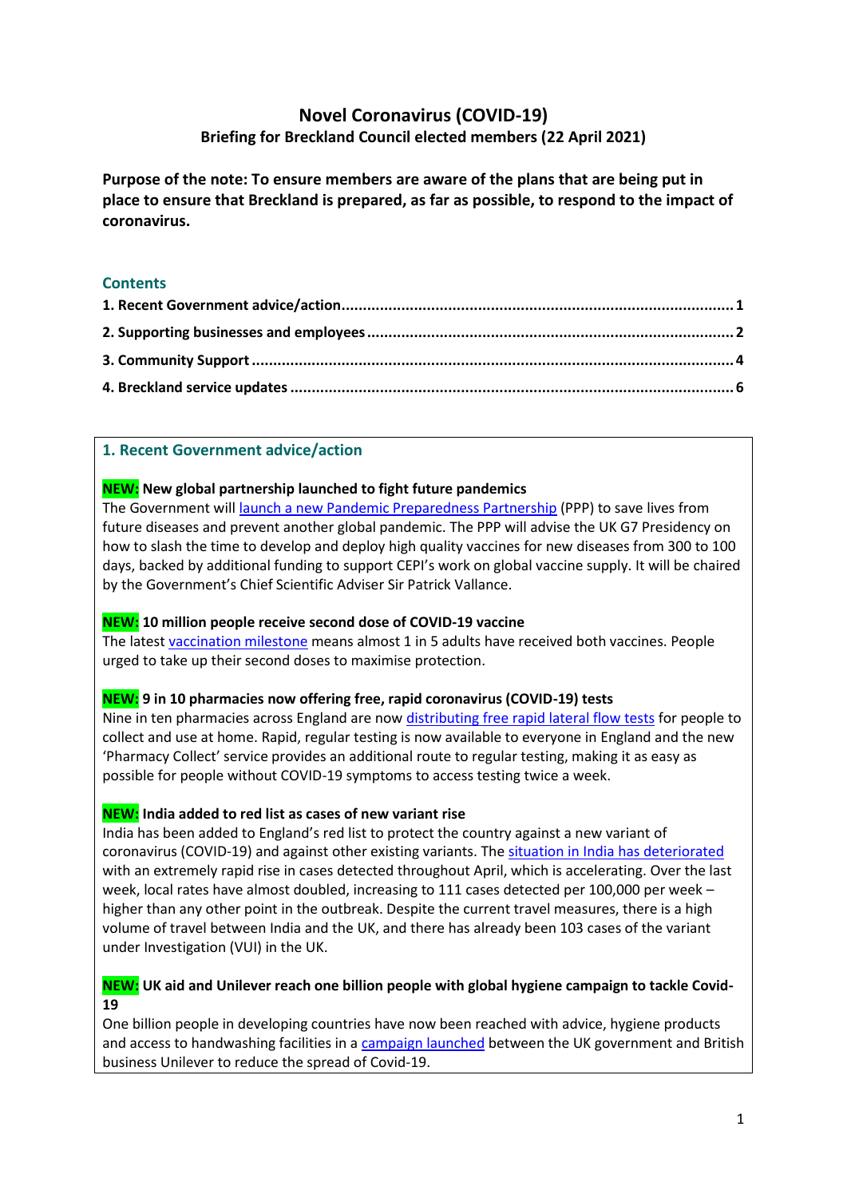# Novel Coronavirus (COVID-19)

**Briefing for Breckland Council elected members (22 April 2021)**

**Purpose of the note: To ensure members are aware of the plans that are being put in place to ensure that Breckland is prepared, as far as possible, to respond to the impact of coronavirus.**

## Contents

1. Recent Government advice/action ..... 1
2. Supporting businesses and employees ..... 2
3. Community Support ..... 4
4. Breckland service updates ..... 6

## 1. Recent Government advice/action

**NEW: New global partnership launched to fight future pandemics**

The Government will launch a new Pandemic Preparedness Partnership (PPP) to save lives from future diseases and prevent another global pandemic. The PPP will advise the UK G7 Presidency on how to slash the time to develop and deploy high quality vaccines for new diseases from 300 to 100 days, backed by additional funding to support CEPI's work on global vaccine supply. It will be chaired by the Government's Chief Scientific Adviser Sir Patrick Vallance.

**NEW: 10 million people receive second dose of COVID-19 vaccine**

The latest vaccination milestone means almost 1 in 5 adults have received both vaccines. People urged to take up their second doses to maximise protection.

**NEW: 9 in 10 pharmacies now offering free, rapid coronavirus (COVID-19) tests**

Nine in ten pharmacies across England are now distributing free rapid lateral flow tests for people to collect and use at home. Rapid, regular testing is now available to everyone in England and the new 'Pharmacy Collect' service provides an additional route to regular testing, making it as easy as possible for people without COVID-19 symptoms to access testing twice a week.

**NEW: India added to red list as cases of new variant rise**

India has been added to England's red list to protect the country against a new variant of coronavirus (COVID-19) and against other existing variants. The situation in India has deteriorated with an extremely rapid rise in cases detected throughout April, which is accelerating. Over the last week, local rates have almost doubled, increasing to 111 cases detected per 100,000 per week – higher than any other point in the outbreak. Despite the current travel measures, there is a high volume of travel between India and the UK, and there has already been 103 cases of the variant under Investigation (VUI) in the UK.

**NEW: UK aid and Unilever reach one billion people with global hygiene campaign to tackle Covid-19**

One billion people in developing countries have now been reached with advice, hygiene products and access to handwashing facilities in a campaign launched between the UK government and British business Unilever to reduce the spread of Covid-19.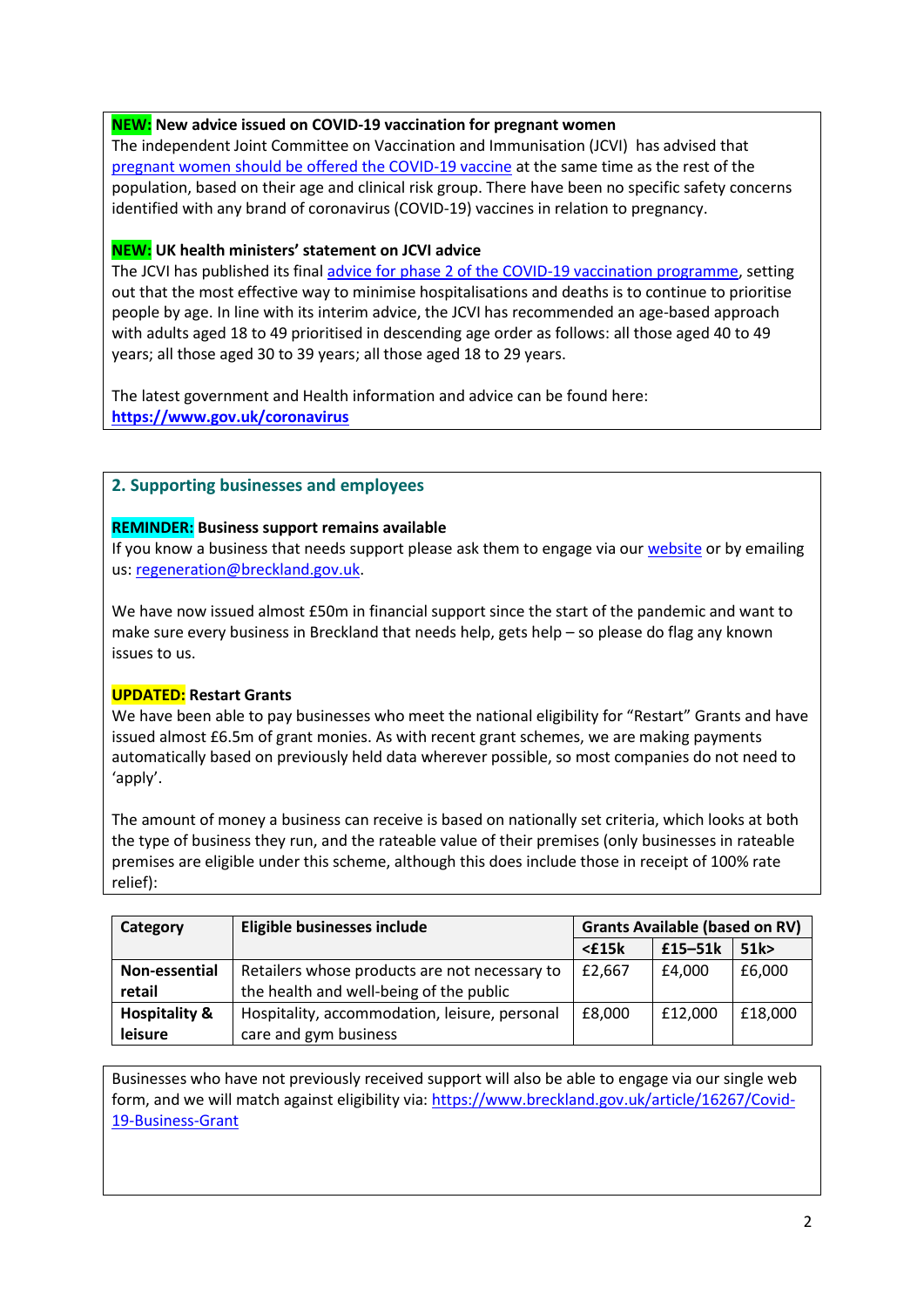**NEW: New advice issued on COVID-19 vaccination for pregnant women**
The independent Joint Committee on Vaccination and Immunisation (JCVI) has advised that pregnant women should be offered the COVID-19 vaccine at the same time as the rest of the population, based on their age and clinical risk group. There have been no specific safety concerns identified with any brand of coronavirus (COVID-19) vaccines in relation to pregnancy.

**NEW: UK health ministers' statement on JCVI advice**
The JCVI has published its final advice for phase 2 of the COVID-19 vaccination programme, setting out that the most effective way to minimise hospitalisations and deaths is to continue to prioritise people by age. In line with its interim advice, the JCVI has recommended an age-based approach with adults aged 18 to 49 prioritised in descending age order as follows: all those aged 40 to 49 years; all those aged 30 to 39 years; all those aged 18 to 29 years.

The latest government and Health information and advice can be found here:
**https://www.gov.uk/coronavirus**

## 2. Supporting businesses and employees

**REMINDER: Business support remains available**
If you know a business that needs support please ask them to engage via our website or by emailing us: regeneration@breckland.gov.uk.

We have now issued almost £50m in financial support since the start of the pandemic and want to make sure every business in Breckland that needs help, gets help – so please do flag any known issues to us.

**UPDATED: Restart Grants**
We have been able to pay businesses who meet the national eligibility for "Restart" Grants and have issued almost £6.5m of grant monies. As with recent grant schemes, we are making payments automatically based on previously held data wherever possible, so most companies do not need to 'apply'.

The amount of money a business can receive is based on nationally set criteria, which looks at both the type of business they run, and the rateable value of their premises (only businesses in rateable premises are eligible under this scheme, although this does include those in receipt of 100% rate relief):

| Category | Eligible businesses include | Grants Available (based on RV) | | |
|---|---|---|---|---|
| | | <£15k | £15–51k | 51k> |
| **Non-essential retail** | Retailers whose products are not necessary to the health and well-being of the public | £2,667 | £4,000 | £6,000 |
| **Hospitality & leisure** | Hospitality, accommodation, leisure, personal care and gym business | £8,000 | £12,000 | £18,000 |

Businesses who have not previously received support will also be able to engage via our single web form, and we will match against eligibility via: https://www.breckland.gov.uk/article/16267/Covid-19-Business-Grant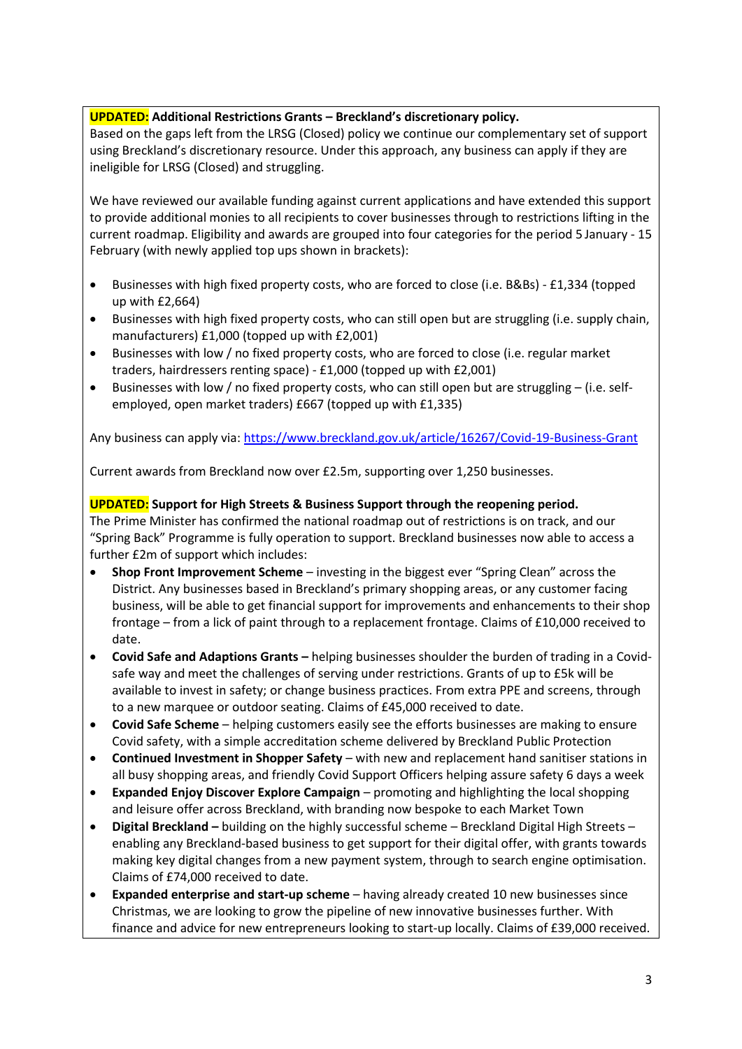**UPDATED: Additional Restrictions Grants – Breckland's discretionary policy.**
Based on the gaps left from the LRSG (Closed) policy we continue our complementary set of support using Breckland's discretionary resource. Under this approach, any business can apply if they are ineligible for LRSG (Closed) and struggling.

We have reviewed our available funding against current applications and have extended this support to provide additional monies to all recipients to cover businesses through to restrictions lifting in the current roadmap. Eligibility and awards are grouped into four categories for the period 5 January - 15 February (with newly applied top ups shown in brackets):

- Businesses with high fixed property costs, who are forced to close (i.e. B&Bs) - £1,334 (topped up with £2,664)
- Businesses with high fixed property costs, who can still open but are struggling (i.e. supply chain, manufacturers) £1,000 (topped up with £2,001)
- Businesses with low / no fixed property costs, who are forced to close (i.e. regular market traders, hairdressers renting space) - £1,000 (topped up with £2,001)
- Businesses with low / no fixed property costs, who can still open but are struggling – (i.e. self-employed, open market traders) £667 (topped up with £1,335)

Any business can apply via: [https://www.breckland.gov.uk/article/16267/Covid-19-Business-Grant](https://www.breckland.gov.uk/article/16267/Covid-19-Business-Grant)

Current awards from Breckland now over £2.5m, supporting over 1,250 businesses.

**UPDATED: Support for High Streets & Business Support through the reopening period.**
The Prime Minister has confirmed the national roadmap out of restrictions is on track, and our "Spring Back" Programme is fully operation to support. Breckland businesses now able to access a further £2m of support which includes:

- **Shop Front Improvement Scheme** – investing in the biggest ever "Spring Clean" across the District. Any businesses based in Breckland's primary shopping areas, or any customer facing business, will be able to get financial support for improvements and enhancements to their shop frontage – from a lick of paint through to a replacement frontage. Claims of £10,000 received to date.
- **Covid Safe and Adaptions Grants –** helping businesses shoulder the burden of trading in a Covid-safe way and meet the challenges of serving under restrictions. Grants of up to £5k will be available to invest in safety; or change business practices. From extra PPE and screens, through to a new marquee or outdoor seating. Claims of £45,000 received to date.
- **Covid Safe Scheme** – helping customers easily see the efforts businesses are making to ensure Covid safety, with a simple accreditation scheme delivered by Breckland Public Protection
- **Continued Investment in Shopper Safety** – with new and replacement hand sanitiser stations in all busy shopping areas, and friendly Covid Support Officers helping assure safety 6 days a week
- **Expanded Enjoy Discover Explore Campaign** – promoting and highlighting the local shopping and leisure offer across Breckland, with branding now bespoke to each Market Town
- **Digital Breckland –** building on the highly successful scheme – Breckland Digital High Streets – enabling any Breckland-based business to get support for their digital offer, with grants towards making key digital changes from a new payment system, through to search engine optimisation. Claims of £74,000 received to date.
- **Expanded enterprise and start-up scheme** – having already created 10 new businesses since Christmas, we are looking to grow the pipeline of new innovative businesses further. With finance and advice for new entrepreneurs looking to start-up locally. Claims of £39,000 received.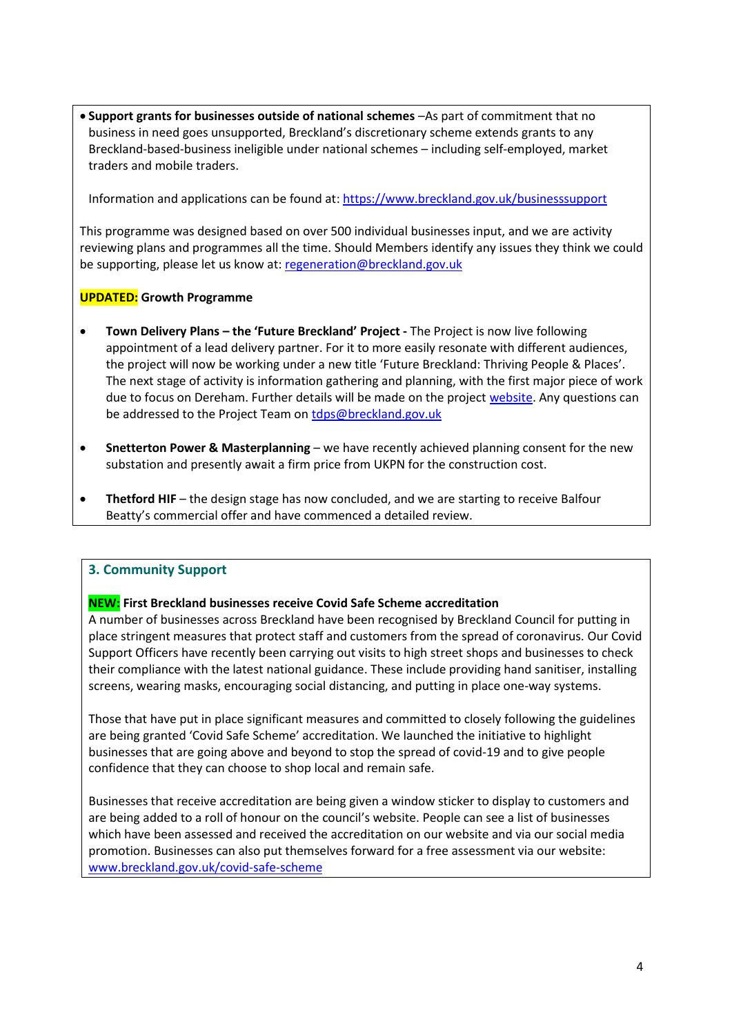- **Support grants for businesses outside of national schemes** –As part of commitment that no business in need goes unsupported, Breckland's discretionary scheme extends grants to any Breckland-based-business ineligible under national schemes – including self-employed, market traders and mobile traders.

  Information and applications can be found at: https://www.breckland.gov.uk/businesssupport

This programme was designed based on over 500 individual businesses input, and we are activity reviewing plans and programmes all the time. Should Members identify any issues they think we could be supporting, please let us know at: regeneration@breckland.gov.uk

**UPDATED: Growth Programme**

- **Town Delivery Plans – the 'Future Breckland' Project -** The Project is now live following appointment of a lead delivery partner. For it to more easily resonate with different audiences, the project will now be working under a new title 'Future Breckland: Thriving People & Places'. The next stage of activity is information gathering and planning, with the first major piece of work due to focus on Dereham. Further details will be made on the project website. Any questions can be addressed to the Project Team on tdps@breckland.gov.uk

- **Snetterton Power & Masterplanning** – we have recently achieved planning consent for the new substation and presently await a firm price from UKPN for the construction cost.

- **Thetford HIF** – the design stage has now concluded, and we are starting to receive Balfour Beatty's commercial offer and have commenced a detailed review.

## 3. Community Support

**NEW: First Breckland businesses receive Covid Safe Scheme accreditation**

A number of businesses across Breckland have been recognised by Breckland Council for putting in place stringent measures that protect staff and customers from the spread of coronavirus. Our Covid Support Officers have recently been carrying out visits to high street shops and businesses to check their compliance with the latest national guidance. These include providing hand sanitiser, installing screens, wearing masks, encouraging social distancing, and putting in place one-way systems.

Those that have put in place significant measures and committed to closely following the guidelines are being granted 'Covid Safe Scheme' accreditation. We launched the initiative to highlight businesses that are going above and beyond to stop the spread of covid-19 and to give people confidence that they can choose to shop local and remain safe.

Businesses that receive accreditation are being given a window sticker to display to customers and are being added to a roll of honour on the council's website. People can see a list of businesses which have been assessed and received the accreditation on our website and via our social media promotion. Businesses can also put themselves forward for a free assessment via our website: www.breckland.gov.uk/covid-safe-scheme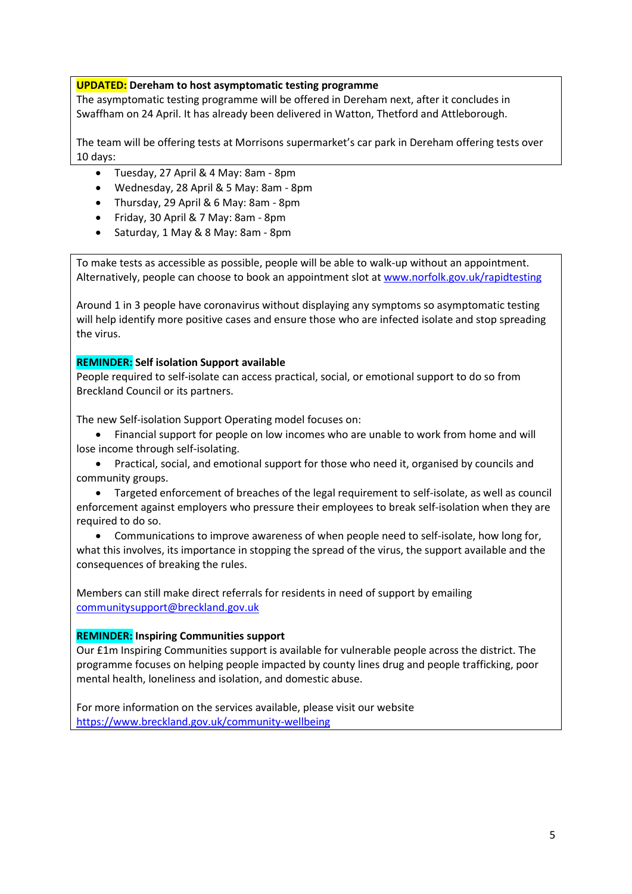**UPDATED: Dereham to host asymptomatic testing programme**

The asymptomatic testing programme will be offered in Dereham next, after it concludes in Swaffham on 24 April. It has already been delivered in Watton, Thetford and Attleborough.

The team will be offering tests at Morrisons supermarket's car park in Dereham offering tests over 10 days:

- Tuesday, 27 April & 4 May: 8am - 8pm
- Wednesday, 28 April & 5 May: 8am - 8pm
- Thursday, 29 April & 6 May: 8am - 8pm
- Friday, 30 April & 7 May: 8am - 8pm
- Saturday, 1 May & 8 May: 8am - 8pm

To make tests as accessible as possible, people will be able to walk-up without an appointment. Alternatively, people can choose to book an appointment slot at [www.norfolk.gov.uk/rapidtesting](http://www.norfolk.gov.uk/rapidtesting)

Around 1 in 3 people have coronavirus without displaying any symptoms so asymptomatic testing will help identify more positive cases and ensure those who are infected isolate and stop spreading the virus.

**REMINDER: Self isolation Support available**

People required to self-isolate can access practical, social, or emotional support to do so from Breckland Council or its partners.

The new Self-isolation Support Operating model focuses on:

- Financial support for people on low incomes who are unable to work from home and will lose income through self-isolating.
- Practical, social, and emotional support for those who need it, organised by councils and community groups.
- Targeted enforcement of breaches of the legal requirement to self-isolate, as well as council enforcement against employers who pressure their employees to break self-isolation when they are required to do so.
- Communications to improve awareness of when people need to self-isolate, how long for, what this involves, its importance in stopping the spread of the virus, the support available and the consequences of breaking the rules.

Members can still make direct referrals for residents in need of support by emailing [communitysupport@breckland.gov.uk](mailto:communitysupport@breckland.gov.uk)

**REMINDER: Inspiring Communities support**

Our £1m Inspiring Communities support is available for vulnerable people across the district. The programme focuses on helping people impacted by county lines drug and people trafficking, poor mental health, loneliness and isolation, and domestic abuse.

For more information on the services available, please visit our website [https://www.breckland.gov.uk/community-wellbeing](https://www.breckland.gov.uk/community-wellbeing)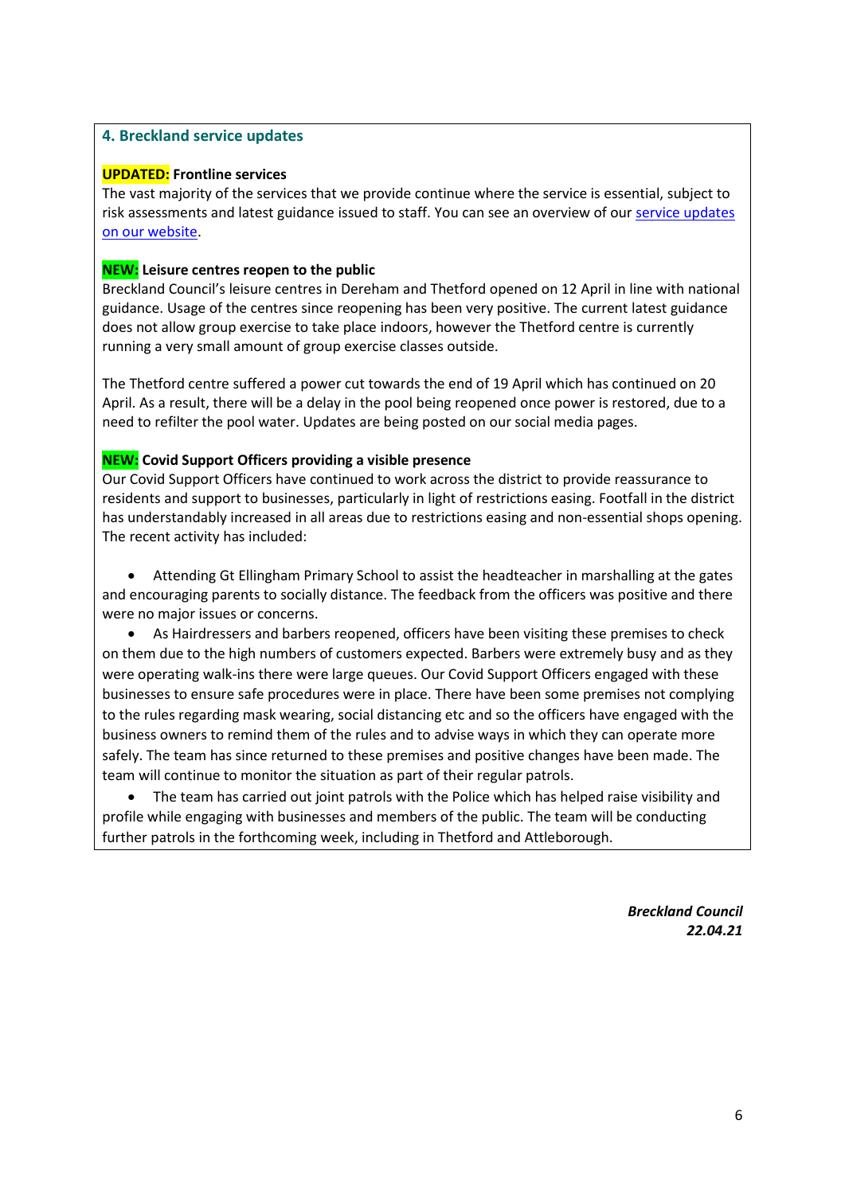## 4. Breckland service updates

**UPDATED: Frontline services**

The vast majority of the services that we provide continue where the service is essential, subject to risk assessments and latest guidance issued to staff. You can see an overview of our service updates on our website.

**NEW: Leisure centres reopen to the public**

Breckland Council's leisure centres in Dereham and Thetford opened on 12 April in line with national guidance. Usage of the centres since reopening has been very positive. The current latest guidance does not allow group exercise to take place indoors, however the Thetford centre is currently running a very small amount of group exercise classes outside.

The Thetford centre suffered a power cut towards the end of 19 April which has continued on 20 April. As a result, there will be a delay in the pool being reopened once power is restored, due to a need to refilter the pool water. Updates are being posted on our social media pages.

**NEW: Covid Support Officers providing a visible presence**

Our Covid Support Officers have continued to work across the district to provide reassurance to residents and support to businesses, particularly in light of restrictions easing. Footfall in the district has understandably increased in all areas due to restrictions easing and non-essential shops opening. The recent activity has included:

- Attending Gt Ellingham Primary School to assist the headteacher in marshalling at the gates and encouraging parents to socially distance. The feedback from the officers was positive and there were no major issues or concerns.
- As Hairdressers and barbers reopened, officers have been visiting these premises to check on them due to the high numbers of customers expected. Barbers were extremely busy and as they were operating walk-ins there were large queues. Our Covid Support Officers engaged with these businesses to ensure safe procedures were in place. There have been some premises not complying to the rules regarding mask wearing, social distancing etc and so the officers have engaged with the business owners to remind them of the rules and to advise ways in which they can operate more safely. The team has since returned to these premises and positive changes have been made. The team will continue to monitor the situation as part of their regular patrols.
- The team has carried out joint patrols with the Police which has helped raise visibility and profile while engaging with businesses and members of the public. The team will be conducting further patrols in the forthcoming week, including in Thetford and Attleborough.

***Breckland Council***
***22.04.21***